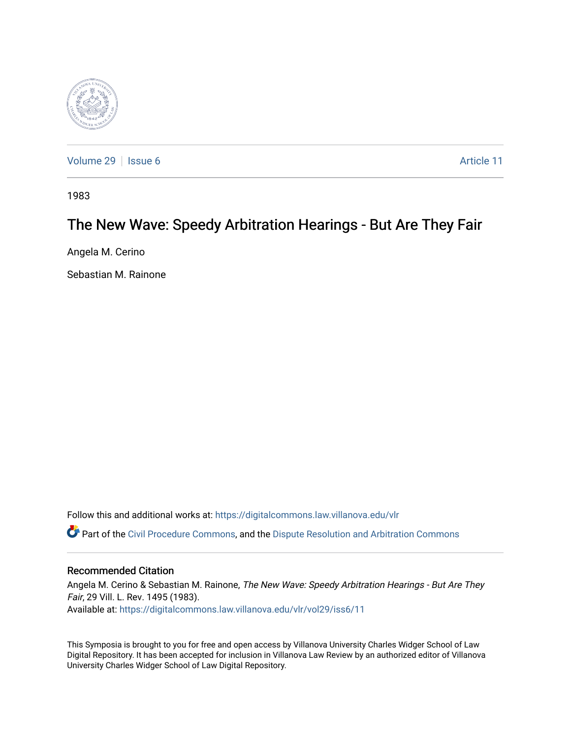Volume 29 | Issue 6 Article 11

1983

# The New Wave: Speedy Arbitration Hearings - But Are They Fair

Angela M. Cerino

Sebastian M. Rainone

Follow this and additional works at: https://digitalcommons.law.villanova.edu/vlr

Part of the Civil Procedure Commons, and the Dispute Resolution and Arbitration Commons

## Recommended Citation

Angela M. Cerino & Sebastian M. Rainone, *The New Wave: Speedy Arbitration Hearings - But Are They Fair*, 29 Vill. L. Rev. 1495 (1983).
Available at: https://digitalcommons.law.villanova.edu/vlr/vol29/iss6/11

This Symposia is brought to you for free and open access by Villanova University Charles Widger School of Law Digital Repository. It has been accepted for inclusion in Villanova Law Review by an authorized editor of Villanova University Charles Widger School of Law Digital Repository.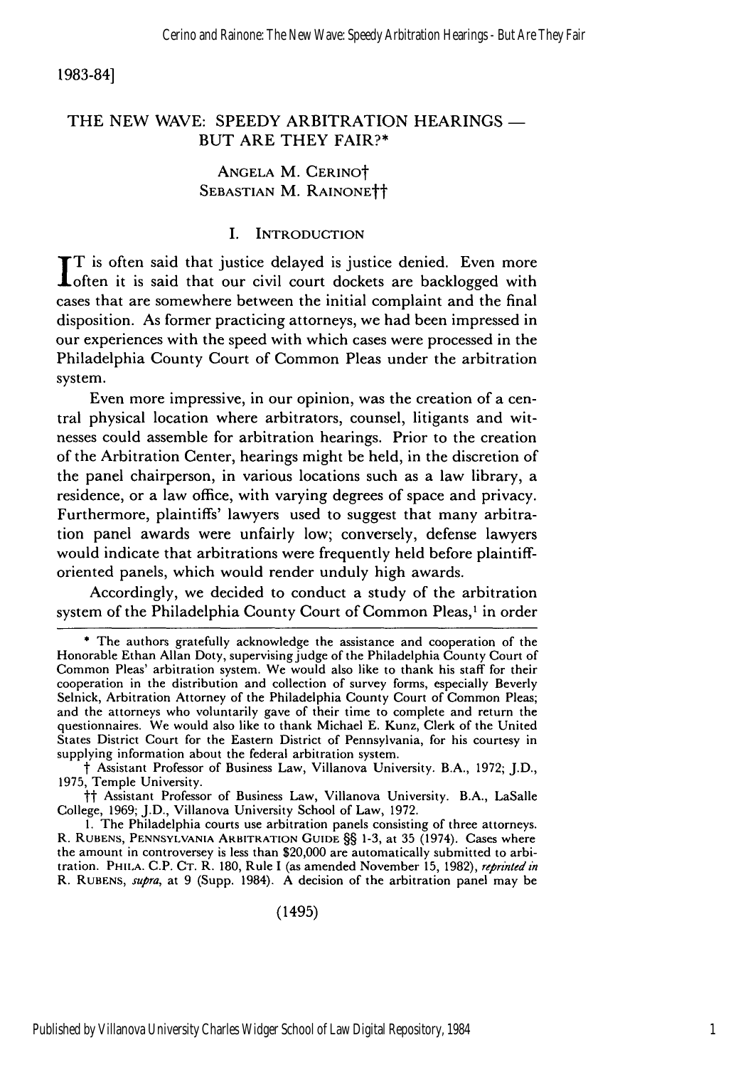# THE NEW WAVE: SPEEDY ARBITRATION HEARINGS — BUT ARE THEY FAIR?*

ANGELA M. CERINO†
SEBASTIAN M. RAINONE††

## I. INTRODUCTION

IT is often said that justice delayed is justice denied. Even more often it is said that our civil court dockets are backlogged with cases that are somewhere between the initial complaint and the final disposition. As former practicing attorneys, we had been impressed in our experiences with the speed with which cases were processed in the Philadelphia County Court of Common Pleas under the arbitration system.

Even more impressive, in our opinion, was the creation of a central physical location where arbitrators, counsel, litigants and witnesses could assemble for arbitration hearings. Prior to the creation of the Arbitration Center, hearings might be held, in the discretion of the panel chairperson, in various locations such as a law library, a residence, or a law office, with varying degrees of space and privacy. Furthermore, plaintiffs' lawyers used to suggest that many arbitration panel awards were unfairly low; conversely, defense lawyers would indicate that arbitrations were frequently held before plaintiff-oriented panels, which would render unduly high awards.

Accordingly, we decided to conduct a study of the arbitration system of the Philadelphia County Court of Common Pleas,[1] in order

---

\* The authors gratefully acknowledge the assistance and cooperation of the Honorable Ethan Allan Doty, supervising judge of the Philadelphia County Court of Common Pleas' arbitration system. We would also like to thank his staff for their cooperation in the distribution and collection of survey forms, especially Beverly Selnick, Arbitration Attorney of the Philadelphia County Court of Common Pleas; and the attorneys who voluntarily gave of their time to complete and return the questionnaires. We would also like to thank Michael E. Kunz, Clerk of the United States District Court for the Eastern District of Pennsylvania, for his courtesy in supplying information about the federal arbitration system.

† Assistant Professor of Business Law, Villanova University. B.A., 1972; J.D., 1975, Temple University.

†† Assistant Professor of Business Law, Villanova University. B.A., LaSalle College, 1969; J.D., Villanova University School of Law, 1972.

1. The Philadelphia courts use arbitration panels consisting of three attorneys. R. RUBENS, PENNSYLVANIA ARBITRATION GUIDE §§ 1-3, at 35 (1974). Cases where the amount in controversey is less than $20,000 are automatically submitted to arbitration. PHILA. C.P. CT. R. 180, Rule I (as amended November 15, 1982), *reprinted in* R. RUBENS, *supra*, at 9 (Supp. 1984). A decision of the arbitration panel may be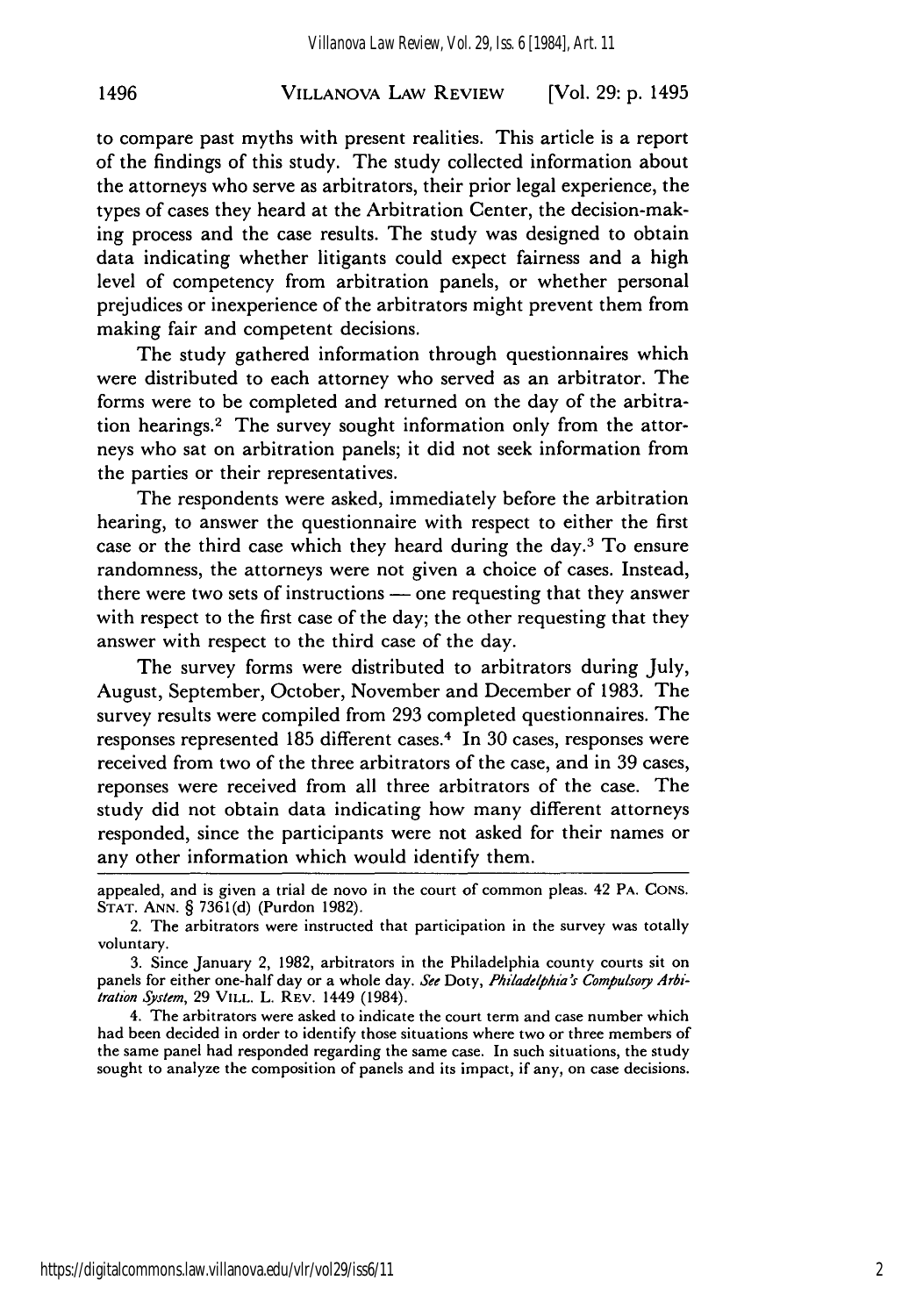to compare past myths with present realities. This article is a report of the findings of this study. The study collected information about the attorneys who serve as arbitrators, their prior legal experience, the types of cases they heard at the Arbitration Center, the decision-making process and the case results. The study was designed to obtain data indicating whether litigants could expect fairness and a high level of competency from arbitration panels, or whether personal prejudices or inexperience of the arbitrators might prevent them from making fair and competent decisions.

The study gathered information through questionnaires which were distributed to each attorney who served as an arbitrator. The forms were to be completed and returned on the day of the arbitration hearings.[2] The survey sought information only from the attorneys who sat on arbitration panels; it did not seek information from the parties or their representatives.

The respondents were asked, immediately before the arbitration hearing, to answer the questionnaire with respect to either the first case or the third case which they heard during the day.[3] To ensure randomness, the attorneys were not given a choice of cases. Instead, there were two sets of instructions — one requesting that they answer with respect to the first case of the day; the other requesting that they answer with respect to the third case of the day.

The survey forms were distributed to arbitrators during July, August, September, October, November and December of 1983. The survey results were compiled from 293 completed questionnaires. The responses represented 185 different cases.[4] In 30 cases, responses were received from two of the three arbitrators of the case, and in 39 cases, reponses were received from all three arbitrators of the case. The study did not obtain data indicating how many different attorneys responded, since the participants were not asked for their names or any other information which would identify them.

---

appealed, and is given a trial de novo in the court of common pleas. 42 PA. CONS. STAT. ANN. § 7361(d) (Purdon 1982).

2. The arbitrators were instructed that participation in the survey was totally voluntary.

3. Since January 2, 1982, arbitrators in the Philadelphia county courts sit on panels for either one-half day or a whole day. *See* Doty, *Philadelphia's Compulsory Arbitration System*, 29 VILL. L. REV. 1449 (1984).

4. The arbitrators were asked to indicate the court term and case number which had been decided in order to identify those situations where two or three members of the same panel had responded regarding the same case. In such situations, the study sought to analyze the composition of panels and its impact, if any, on case decisions.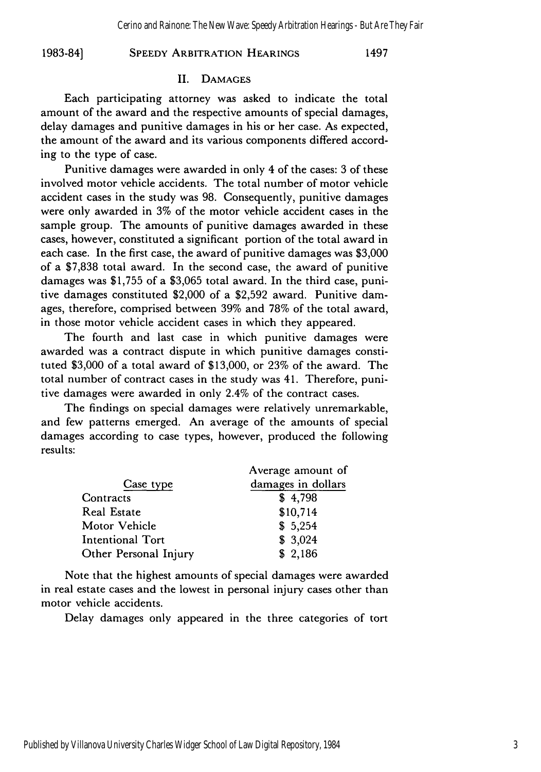## II. Damages

Each participating attorney was asked to indicate the total amount of the award and the respective amounts of special damages, delay damages and punitive damages in his or her case. As expected, the amount of the award and its various components differed according to the type of case.

Punitive damages were awarded in only 4 of the cases: 3 of these involved motor vehicle accidents. The total number of motor vehicle accident cases in the study was 98. Consequently, punitive damages were only awarded in 3% of the motor vehicle accident cases in the sample group. The amounts of punitive damages awarded in these cases, however, constituted a significant portion of the total award in each case. In the first case, the award of punitive damages was $3,000 of a $7,838 total award. In the second case, the award of punitive damages was $1,755 of a $3,065 total award. In the third case, punitive damages constituted $2,000 of a $2,592 award. Punitive damages, therefore, comprised between 39% and 78% of the total award, in those motor vehicle accident cases in which they appeared.

The fourth and last case in which punitive damages were awarded was a contract dispute in which punitive damages constituted $3,000 of a total award of $13,000, or 23% of the award. The total number of contract cases in the study was 41. Therefore, punitive damages were awarded in only 2.4% of the contract cases.

The findings on special damages were relatively unremarkable, and few patterns emerged. An average of the amounts of special damages according to case types, however, produced the following results:

| Case type | Average amount of damages in dollars |
|---|---|
| Contracts | $ 4,798 |
| Real Estate | $10,714 |
| Motor Vehicle | $ 5,254 |
| Intentional Tort | $ 3,024 |
| Other Personal Injury | $ 2,186 |

Note that the highest amounts of special damages were awarded in real estate cases and the lowest in personal injury cases other than motor vehicle accidents.

Delay damages only appeared in the three categories of tort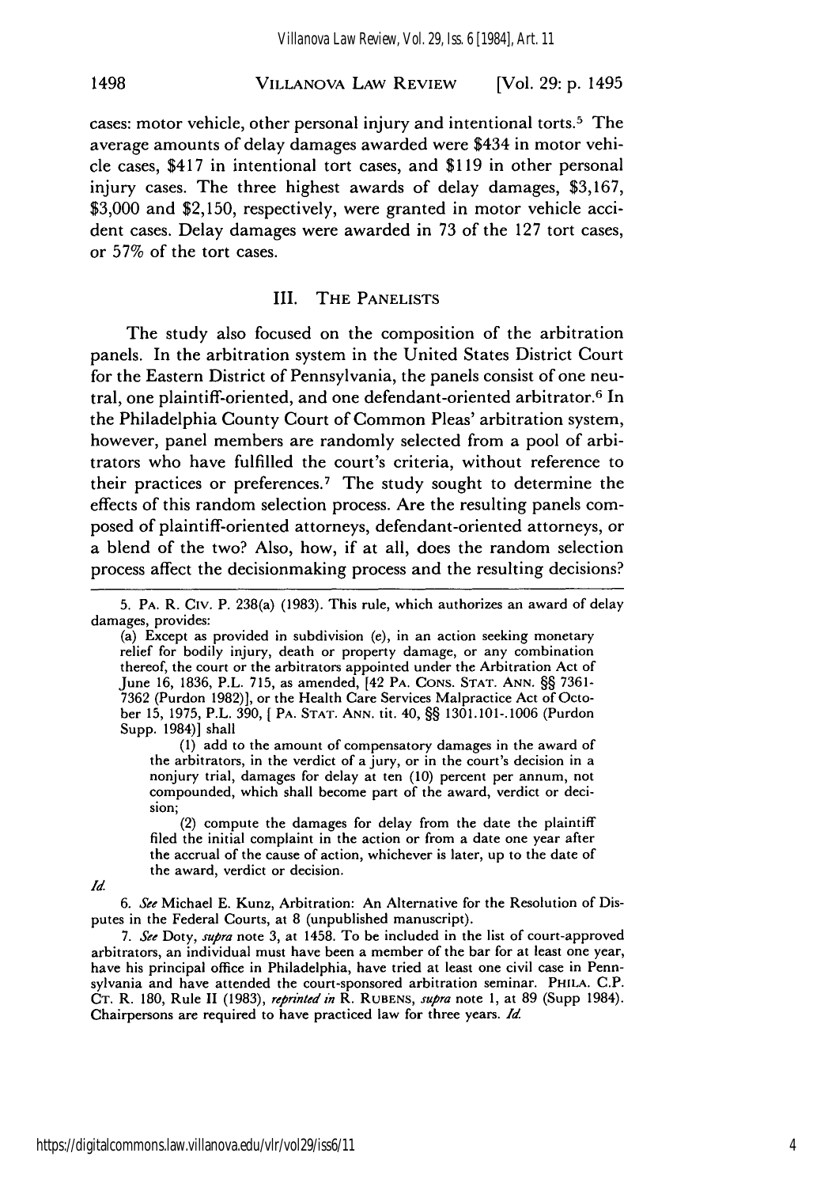cases: motor vehicle, other personal injury and intentional torts.[5] The average amounts of delay damages awarded were $434 in motor vehicle cases, $417 in intentional tort cases, and $119 in other personal injury cases. The three highest awards of delay damages, $3,167, $3,000 and $2,150, respectively, were granted in motor vehicle accident cases. Delay damages were awarded in 73 of the 127 tort cases, or 57% of the tort cases.

## III. The Panelists

The study also focused on the composition of the arbitration panels. In the arbitration system in the United States District Court for the Eastern District of Pennsylvania, the panels consist of one neutral, one plaintiff-oriented, and one defendant-oriented arbitrator.[6] In the Philadelphia County Court of Common Pleas' arbitration system, however, panel members are randomly selected from a pool of arbitrators who have fulfilled the court's criteria, without reference to their practices or preferences.[7] The study sought to determine the effects of this random selection process. Are the resulting panels composed of plaintiff-oriented attorneys, defendant-oriented attorneys, or a blend of the two? Also, how, if at all, does the random selection process affect the decisionmaking process and the resulting decisions?

---

5. Pa. R. Civ. P. 238(a) (1983). This rule, which authorizes an award of delay damages, provides:

> (a) Except as provided in subdivision (e), in an action seeking monetary relief for bodily injury, death or property damage, or any combination thereof, the court or the arbitrators appointed under the Arbitration Act of June 16, 1836, P.L. 715, as amended, [42 Pa. Cons. Stat. Ann. §§ 7361-7362 (Purdon 1982)], or the Health Care Services Malpractice Act of October 15, 1975, P.L. 390, [ Pa. Stat. Ann. tit. 40, §§ 1301.101-.1006 (Purdon Supp. 1984)] shall
>
> (1) add to the amount of compensatory damages in the award of the arbitrators, in the verdict of a jury, or in the court's decision in a nonjury trial, damages for delay at ten (10) percent per annum, not compounded, which shall become part of the award, verdict or decision;
>
> (2) compute the damages for delay from the date the plaintiff filed the initial complaint in the action or from a date one year after the accrual of the cause of action, whichever is later, up to the date of the award, verdict or decision.

*Id.*

6. *See* Michael E. Kunz, Arbitration: An Alternative for the Resolution of Disputes in the Federal Courts, at 8 (unpublished manuscript).

7. *See* Doty, *supra* note 3, at 1458. To be included in the list of court-approved arbitrators, an individual must have been a member of the bar for at least one year, have his principal office in Philadelphia, have tried at least one civil case in Pennsylvania and have attended the court-sponsored arbitration seminar. Phila. C.P. Ct. R. 180, Rule II (1983), *reprinted in* R. Rubens, *supra* note 1, at 89 (Supp 1984). Chairpersons are required to have practiced law for three years. *Id.*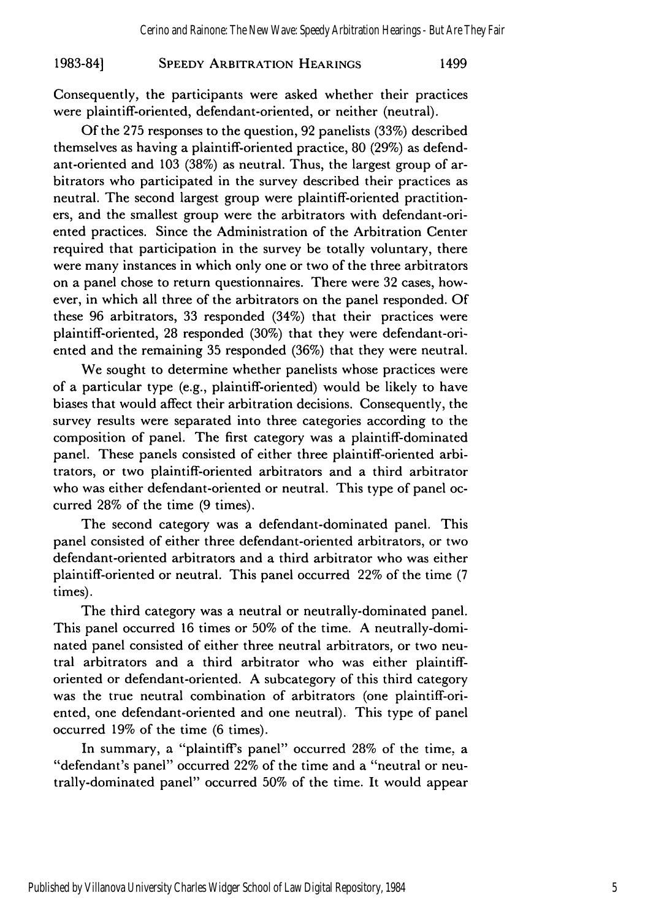Consequently, the participants were asked whether their practices were plaintiff-oriented, defendant-oriented, or neither (neutral).

Of the 275 responses to the question, 92 panelists (33%) described themselves as having a plaintiff-oriented practice, 80 (29%) as defendant-oriented and 103 (38%) as neutral. Thus, the largest group of arbitrators who participated in the survey described their practices as neutral. The second largest group were plaintiff-oriented practitioners, and the smallest group were the arbitrators with defendant-oriented practices. Since the Administration of the Arbitration Center required that participation in the survey be totally voluntary, there were many instances in which only one or two of the three arbitrators on a panel chose to return questionnaires. There were 32 cases, however, in which all three of the arbitrators on the panel responded. Of these 96 arbitrators, 33 responded (34%) that their practices were plaintiff-oriented, 28 responded (30%) that they were defendant-oriented and the remaining 35 responded (36%) that they were neutral.

We sought to determine whether panelists whose practices were of a particular type (e.g., plaintiff-oriented) would be likely to have biases that would affect their arbitration decisions. Consequently, the survey results were separated into three categories according to the composition of panel. The first category was a plaintiff-dominated panel. These panels consisted of either three plaintiff-oriented arbitrators, or two plaintiff-oriented arbitrators and a third arbitrator who was either defendant-oriented or neutral. This type of panel occurred 28% of the time (9 times).

The second category was a defendant-dominated panel. This panel consisted of either three defendant-oriented arbitrators, or two defendant-oriented arbitrators and a third arbitrator who was either plaintiff-oriented or neutral. This panel occurred 22% of the time (7 times).

The third category was a neutral or neutrally-dominated panel. This panel occurred 16 times or 50% of the time. A neutrally-dominated panel consisted of either three neutral arbitrators, or two neutral arbitrators and a third arbitrator who was either plaintiff-oriented or defendant-oriented. A subcategory of this third category was the true neutral combination of arbitrators (one plaintiff-oriented, one defendant-oriented and one neutral). This type of panel occurred 19% of the time (6 times).

In summary, a "plaintiff's panel" occurred 28% of the time, a "defendant's panel" occurred 22% of the time and a "neutral or neutrally-dominated panel" occurred 50% of the time. It would appear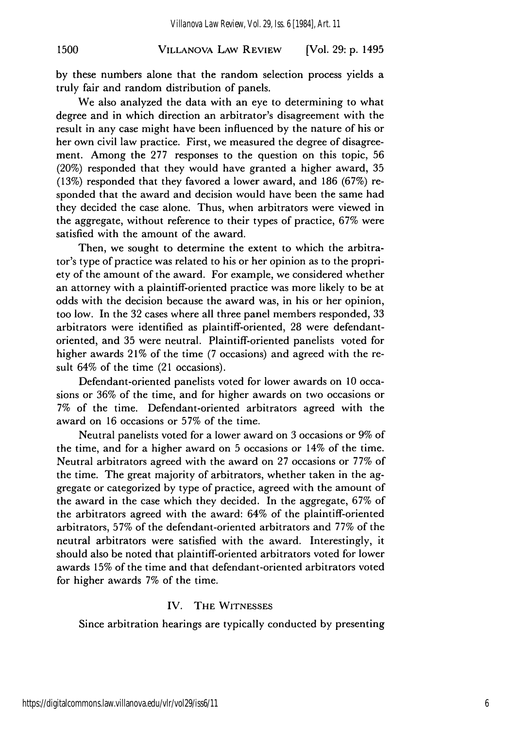by these numbers alone that the random selection process yields a truly fair and random distribution of panels.

We also analyzed the data with an eye to determining to what degree and in which direction an arbitrator's disagreement with the result in any case might have been influenced by the nature of his or her own civil law practice. First, we measured the degree of disagreement. Among the 277 responses to the question on this topic, 56 (20%) responded that they would have granted a higher award, 35 (13%) responded that they favored a lower award, and 186 (67%) responded that the award and decision would have been the same had they decided the case alone. Thus, when arbitrators were viewed in the aggregate, without reference to their types of practice, 67% were satisfied with the amount of the award.

Then, we sought to determine the extent to which the arbitrator's type of practice was related to his or her opinion as to the propriety of the amount of the award. For example, we considered whether an attorney with a plaintiff-oriented practice was more likely to be at odds with the decision because the award was, in his or her opinion, too low. In the 32 cases where all three panel members responded, 33 arbitrators were identified as plaintiff-oriented, 28 were defendant-oriented, and 35 were neutral. Plaintiff-oriented panelists voted for higher awards 21% of the time (7 occasions) and agreed with the result 64% of the time (21 occasions).

Defendant-oriented panelists voted for lower awards on 10 occasions or 36% of the time, and for higher awards on two occasions or 7% of the time. Defendant-oriented arbitrators agreed with the award on 16 occasions or 57% of the time.

Neutral panelists voted for a lower award on 3 occasions or 9% of the time, and for a higher award on 5 occasions or 14% of the time. Neutral arbitrators agreed with the award on 27 occasions or 77% of the time. The great majority of arbitrators, whether taken in the aggregate or categorized by type of practice, agreed with the amount of the award in the case which they decided. In the aggregate, 67% of the arbitrators agreed with the award: 64% of the plaintiff-oriented arbitrators, 57% of the defendant-oriented arbitrators and 77% of the neutral arbitrators were satisfied with the award. Interestingly, it should also be noted that plaintiff-oriented arbitrators voted for lower awards 15% of the time and that defendant-oriented arbitrators voted for higher awards 7% of the time.

## IV. The Witnesses

Since arbitration hearings are typically conducted by presenting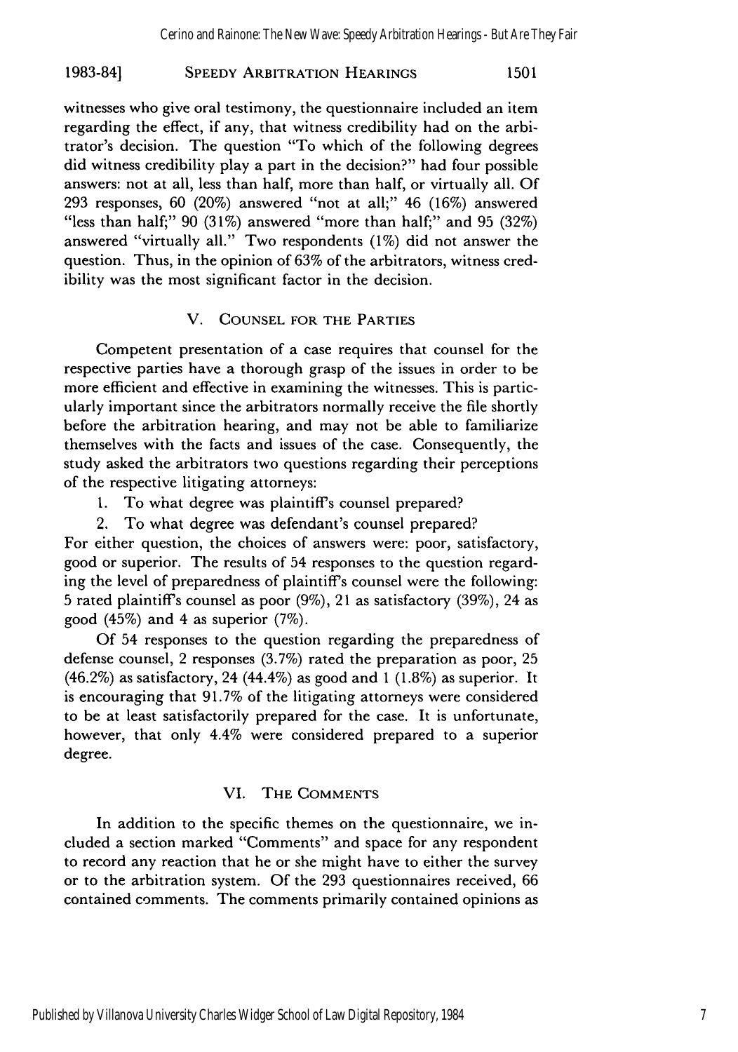witnesses who give oral testimony, the questionnaire included an item regarding the effect, if any, that witness credibility had on the arbitrator's decision. The question "To which of the following degrees did witness credibility play a part in the decision?" had four possible answers: not at all, less than half, more than half, or virtually all. Of 293 responses, 60 (20%) answered "not at all;" 46 (16%) answered "less than half;" 90 (31%) answered "more than half;" and 95 (32%) answered "virtually all." Two respondents (1%) did not answer the question. Thus, in the opinion of 63% of the arbitrators, witness credibility was the most significant factor in the decision.

## V. Counsel for the Parties

Competent presentation of a case requires that counsel for the respective parties have a thorough grasp of the issues in order to be more efficient and effective in examining the witnesses. This is particularly important since the arbitrators normally receive the file shortly before the arbitration hearing, and may not be able to familiarize themselves with the facts and issues of the case. Consequently, the study asked the arbitrators two questions regarding their perceptions of the respective litigating attorneys:

1. To what degree was plaintiff's counsel prepared?
2. To what degree was defendant's counsel prepared?

For either question, the choices of answers were: poor, satisfactory, good or superior. The results of 54 responses to the question regarding the level of preparedness of plaintiff's counsel were the following: 5 rated plaintiff's counsel as poor (9%), 21 as satisfactory (39%), 24 as good (45%) and 4 as superior (7%).

Of 54 responses to the question regarding the preparedness of defense counsel, 2 responses (3.7%) rated the preparation as poor, 25 (46.2%) as satisfactory, 24 (44.4%) as good and 1 (1.8%) as superior. It is encouraging that 91.7% of the litigating attorneys were considered to be at least satisfactorily prepared for the case. It is unfortunate, however, that only 4.4% were considered prepared to a superior degree.

## VI. The Comments

In addition to the specific themes on the questionnaire, we included a section marked "Comments" and space for any respondent to record any reaction that he or she might have to either the survey or to the arbitration system. Of the 293 questionnaires received, 66 contained comments. The comments primarily contained opinions as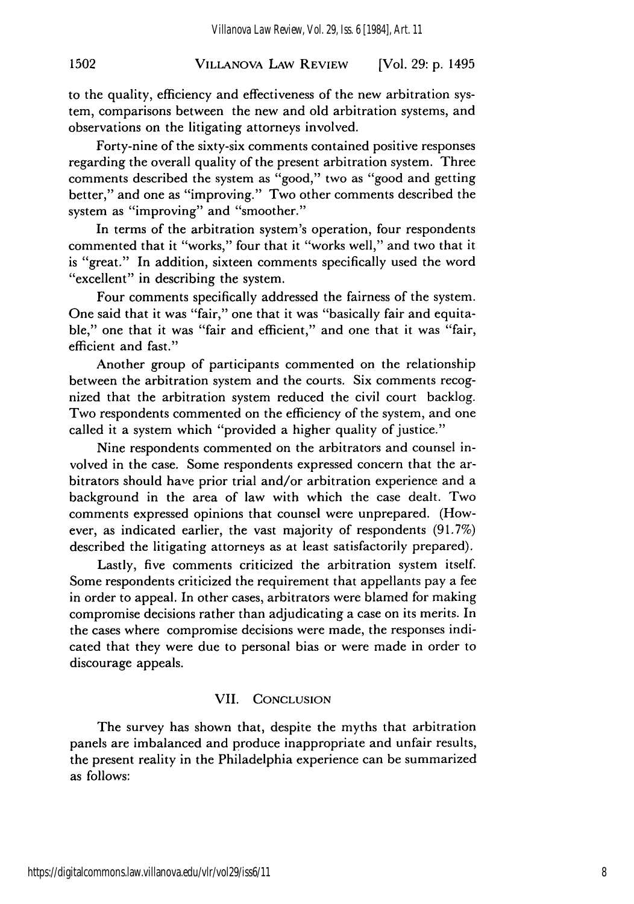to the quality, efficiency and effectiveness of the new arbitration system, comparisons between the new and old arbitration systems, and observations on the litigating attorneys involved.

Forty-nine of the sixty-six comments contained positive responses regarding the overall quality of the present arbitration system. Three comments described the system as "good," two as "good and getting better," and one as "improving." Two other comments described the system as "improving" and "smoother."

In terms of the arbitration system's operation, four respondents commented that it "works," four that it "works well," and two that it is "great." In addition, sixteen comments specifically used the word "excellent" in describing the system.

Four comments specifically addressed the fairness of the system. One said that it was "fair," one that it was "basically fair and equitable," one that it was "fair and efficient," and one that it was "fair, efficient and fast."

Another group of participants commented on the relationship between the arbitration system and the courts. Six comments recognized that the arbitration system reduced the civil court backlog. Two respondents commented on the efficiency of the system, and one called it a system which "provided a higher quality of justice."

Nine respondents commented on the arbitrators and counsel involved in the case. Some respondents expressed concern that the arbitrators should have prior trial and/or arbitration experience and a background in the area of law with which the case dealt. Two comments expressed opinions that counsel were unprepared. (However, as indicated earlier, the vast majority of respondents (91.7%) described the litigating attorneys as at least satisfactorily prepared).

Lastly, five comments criticized the arbitration system itself. Some respondents criticized the requirement that appellants pay a fee in order to appeal. In other cases, arbitrators were blamed for making compromise decisions rather than adjudicating a case on its merits. In the cases where compromise decisions were made, the responses indicated that they were due to personal bias or were made in order to discourage appeals.

## VII. CONCLUSION

The survey has shown that, despite the myths that arbitration panels are imbalanced and produce inappropriate and unfair results, the present reality in the Philadelphia experience can be summarized as follows: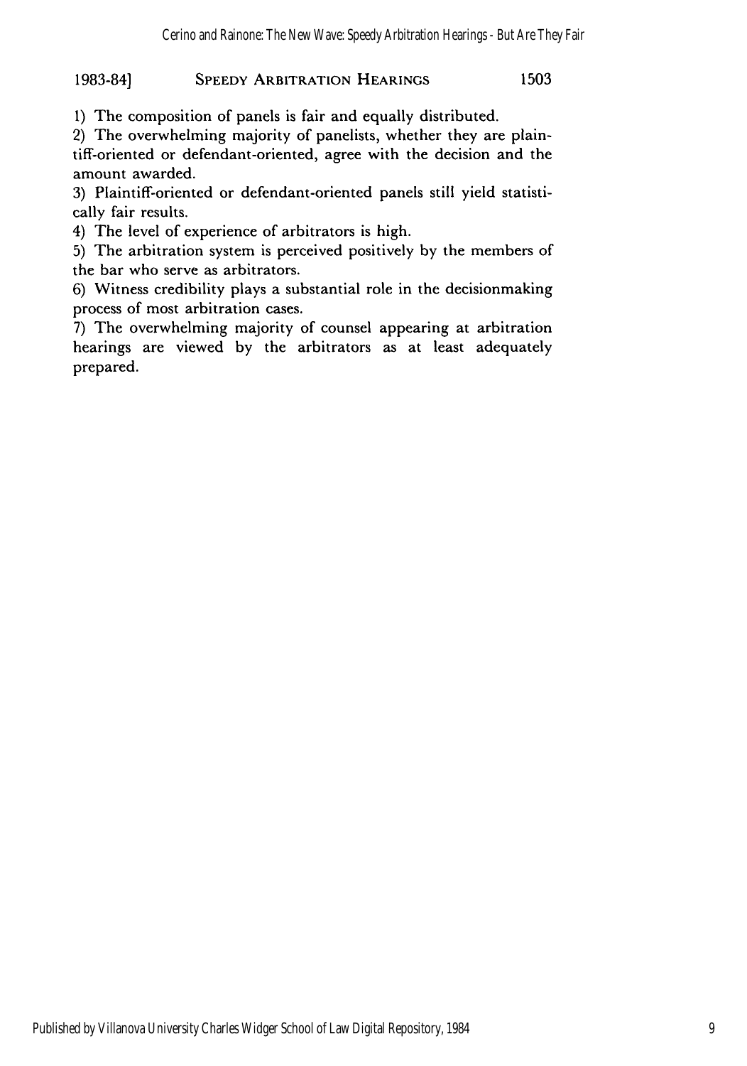1) The composition of panels is fair and equally distributed.

2) The overwhelming majority of panelists, whether they are plaintiff-oriented or defendant-oriented, agree with the decision and the amount awarded.

3) Plaintiff-oriented or defendant-oriented panels still yield statistically fair results.

4) The level of experience of arbitrators is high.

5) The arbitration system is perceived positively by the members of the bar who serve as arbitrators.

6) Witness credibility plays a substantial role in the decisionmaking process of most arbitration cases.

7) The overwhelming majority of counsel appearing at arbitration hearings are viewed by the arbitrators as at least adequately prepared.